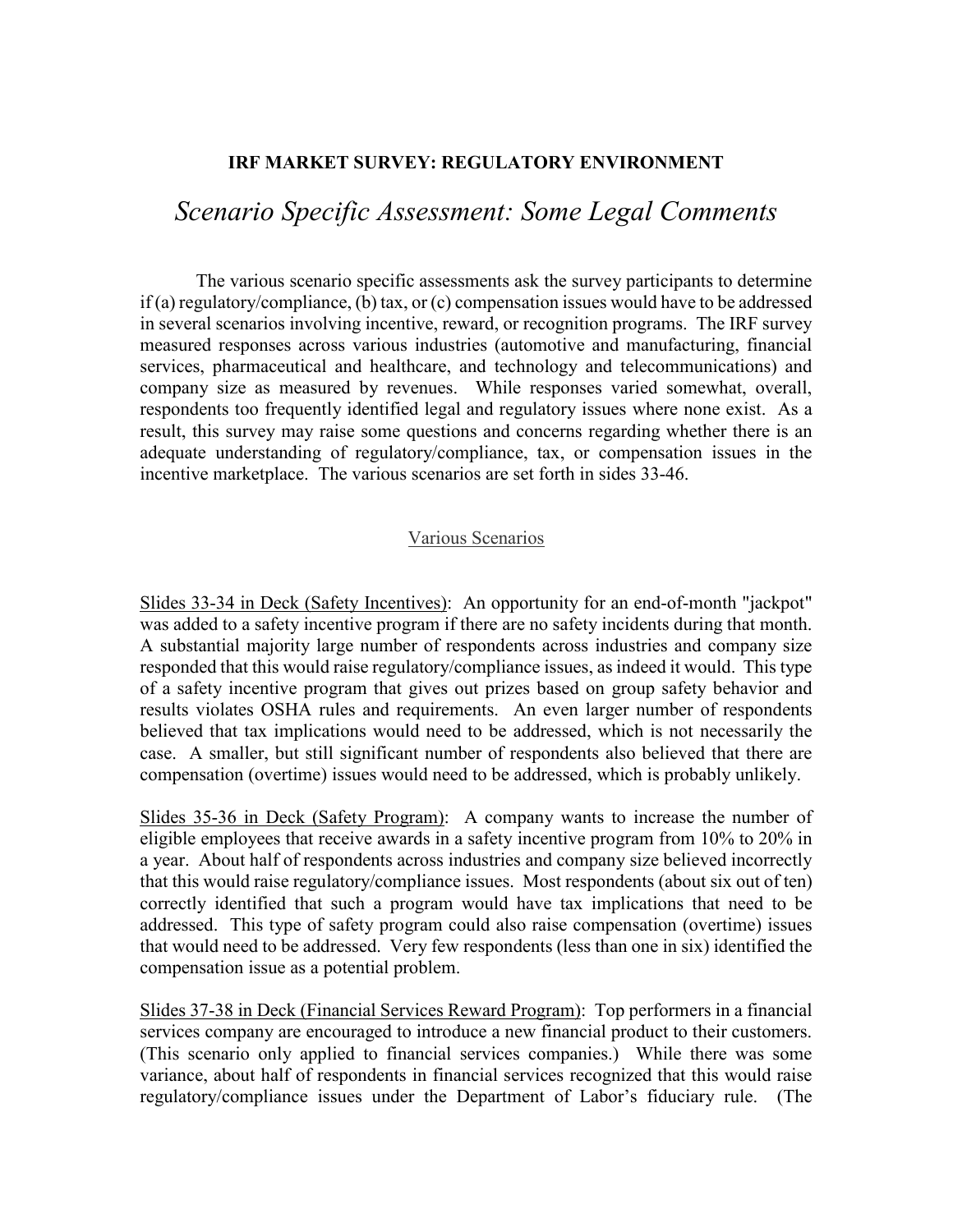**IRF MARKET SURVEY: REGULATORY ENVIRONMENT**

# *Scenario Specific Assessment: Some Legal Comments*

The various scenario specific assessments ask the survey participants to determine if (a) regulatory/compliance, (b) tax, or (c) compensation issues would have to be addressed in several scenarios involving incentive, reward, or recognition programs. The IRF survey measured responses across various industries (automotive and manufacturing, financial services, pharmaceutical and healthcare, and technology and telecommunications) and company size as measured by revenues. While responses varied somewhat, overall, respondents too frequently identified legal and regulatory issues where none exist. As a result, this survey may raise some questions and concerns regarding whether there is an adequate understanding of regulatory/compliance, tax, or compensation issues in the incentive marketplace. The various scenarios are set forth in sides 33-46.

## Various Scenarios

Slides 33-34 in Deck (Safety Incentives): An opportunity for an end-of-month "jackpot" was added to a safety incentive program if there are no safety incidents during that month. A substantial majority large number of respondents across industries and company size responded that this would raise regulatory/compliance issues, as indeed it would. This type of a safety incentive program that gives out prizes based on group safety behavior and results violates OSHA rules and requirements. An even larger number of respondents believed that tax implications would need to be addressed, which is not necessarily the case. A smaller, but still significant number of respondents also believed that there are compensation (overtime) issues would need to be addressed, which is probably unlikely.

Slides 35-36 in Deck (Safety Program): A company wants to increase the number of eligible employees that receive awards in a safety incentive program from 10% to 20% in a year. About half of respondents across industries and company size believed incorrectly that this would raise regulatory/compliance issues. Most respondents (about six out of ten) correctly identified that such a program would have tax implications that need to be addressed. This type of safety program could also raise compensation (overtime) issues that would need to be addressed. Very few respondents (less than one in six) identified the compensation issue as a potential problem.

Slides 37-38 in Deck (Financial Services Reward Program): Top performers in a financial services company are encouraged to introduce a new financial product to their customers. (This scenario only applied to financial services companies.) While there was some variance, about half of respondents in financial services recognized that this would raise regulatory/compliance issues under the Department of Labor's fiduciary rule. (The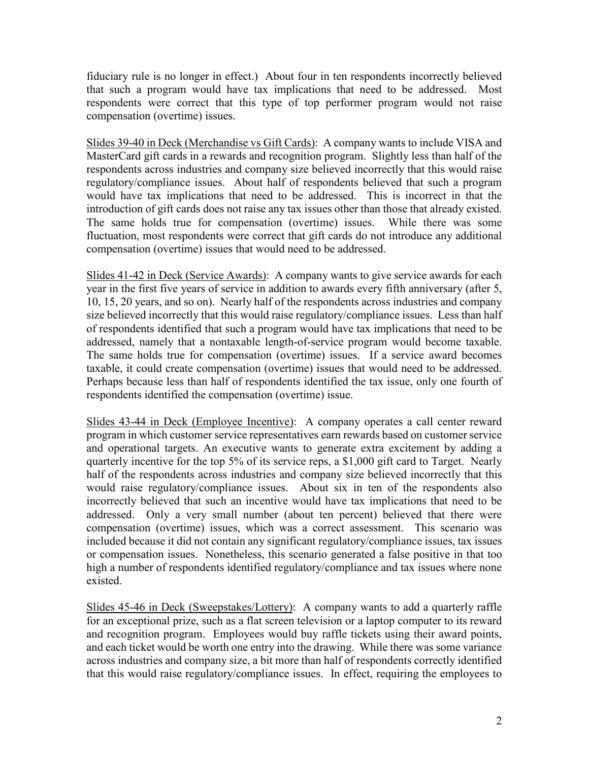fiduciary rule is no longer in effect.) About four in ten respondents incorrectly believed that such a program would have tax implications that need to be addressed. Most respondents were correct that this type of top performer program would not raise compensation (overtime) issues.

<u>Slides 39-40 in Deck (Merchandise vs Gift Cards)</u>: A company wants to include VISA and MasterCard gift cards in a rewards and recognition program. Slightly less than half of the respondents across industries and company size believed incorrectly that this would raise regulatory/compliance issues. About half of respondents believed that such a program would have tax implications that need to be addressed. This is incorrect in that the introduction of gift cards does not raise any tax issues other than those that already existed. The same holds true for compensation (overtime) issues. While there was some fluctuation, most respondents were correct that gift cards do not introduce any additional compensation (overtime) issues that would need to be addressed.

<u>Slides 41-42 in Deck (Service Awards)</u>: A company wants to give service awards for each year in the first five years of service in addition to awards every fifth anniversary (after 5, 10, 15, 20 years, and so on). Nearly half of the respondents across industries and company size believed incorrectly that this would raise regulatory/compliance issues. Less than half of respondents identified that such a program would have tax implications that need to be addressed, namely that a nontaxable length-of-service program would become taxable. The same holds true for compensation (overtime) issues. If a service award becomes taxable, it could create compensation (overtime) issues that would need to be addressed. Perhaps because less than half of respondents identified the tax issue, only one fourth of respondents identified the compensation (overtime) issue.

<u>Slides 43-44 in Deck (Employee Incentive)</u>: A company operates a call center reward program in which customer service representatives earn rewards based on customer service and operational targets. An executive wants to generate extra excitement by adding a quarterly incentive for the top 5% of its service reps, a $1,000 gift card to Target. Nearly half of the respondents across industries and company size believed incorrectly that this would raise regulatory/compliance issues. About six in ten of the respondents also incorrectly believed that such an incentive would have tax implications that need to be addressed. Only a very small number (about ten percent) believed that there were compensation (overtime) issues, which was a correct assessment. This scenario was included because it did not contain any significant regulatory/compliance issues, tax issues or compensation issues. Nonetheless, this scenario generated a false positive in that too high a number of respondents identified regulatory/compliance and tax issues where none existed.

<u>Slides 45-46 in Deck (Sweepstakes/Lottery)</u>: A company wants to add a quarterly raffle for an exceptional prize, such as a flat screen television or a laptop computer to its reward and recognition program. Employees would buy raffle tickets using their award points, and each ticket would be worth one entry into the drawing. While there was some variance across industries and company size, a bit more than half of respondents correctly identified that this would raise regulatory/compliance issues. In effect, requiring the employees to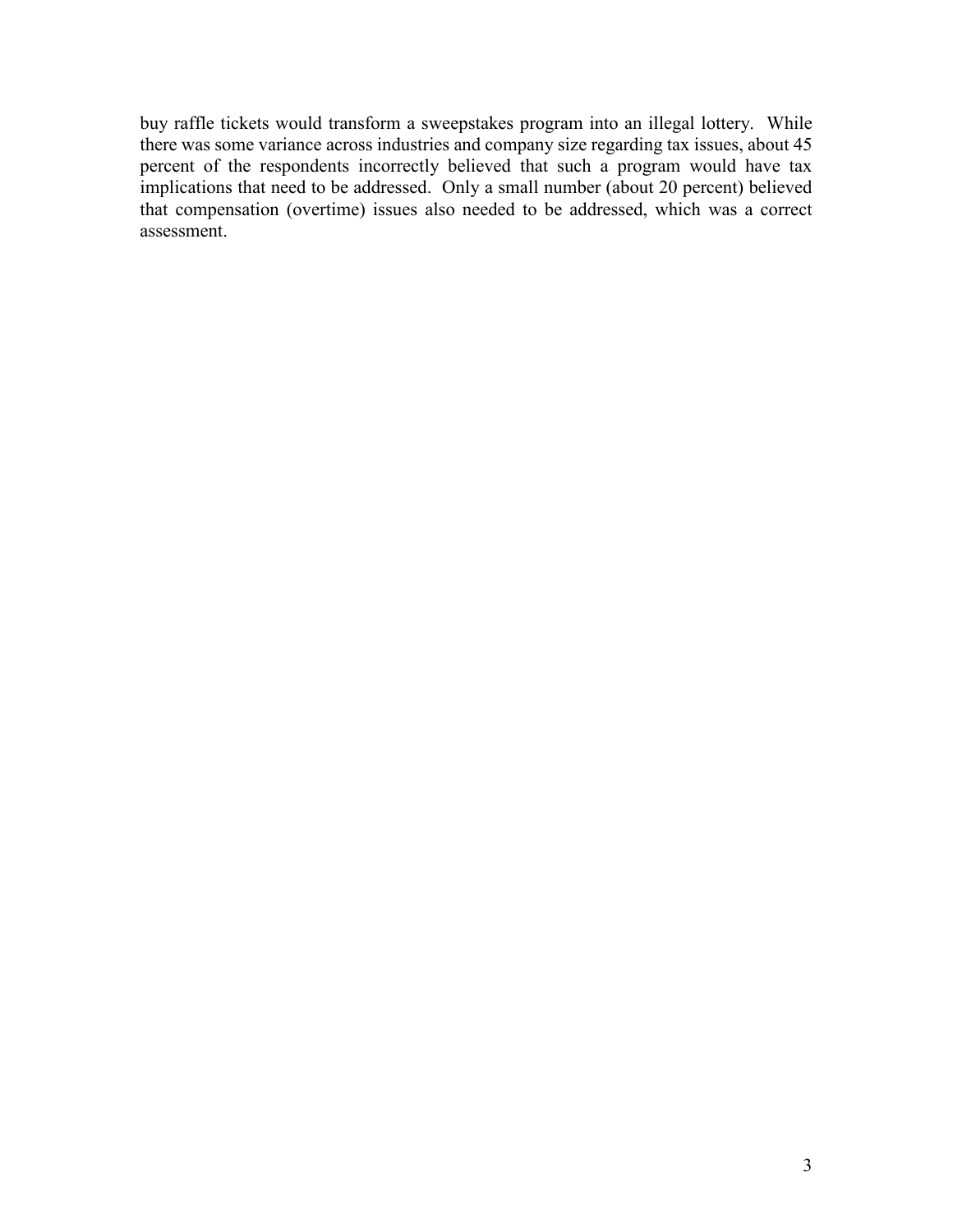buy raffle tickets would transform a sweepstakes program into an illegal lottery. While there was some variance across industries and company size regarding tax issues, about 45 percent of the respondents incorrectly believed that such a program would have tax implications that need to be addressed. Only a small number (about 20 percent) believed that compensation (overtime) issues also needed to be addressed, which was a correct assessment.